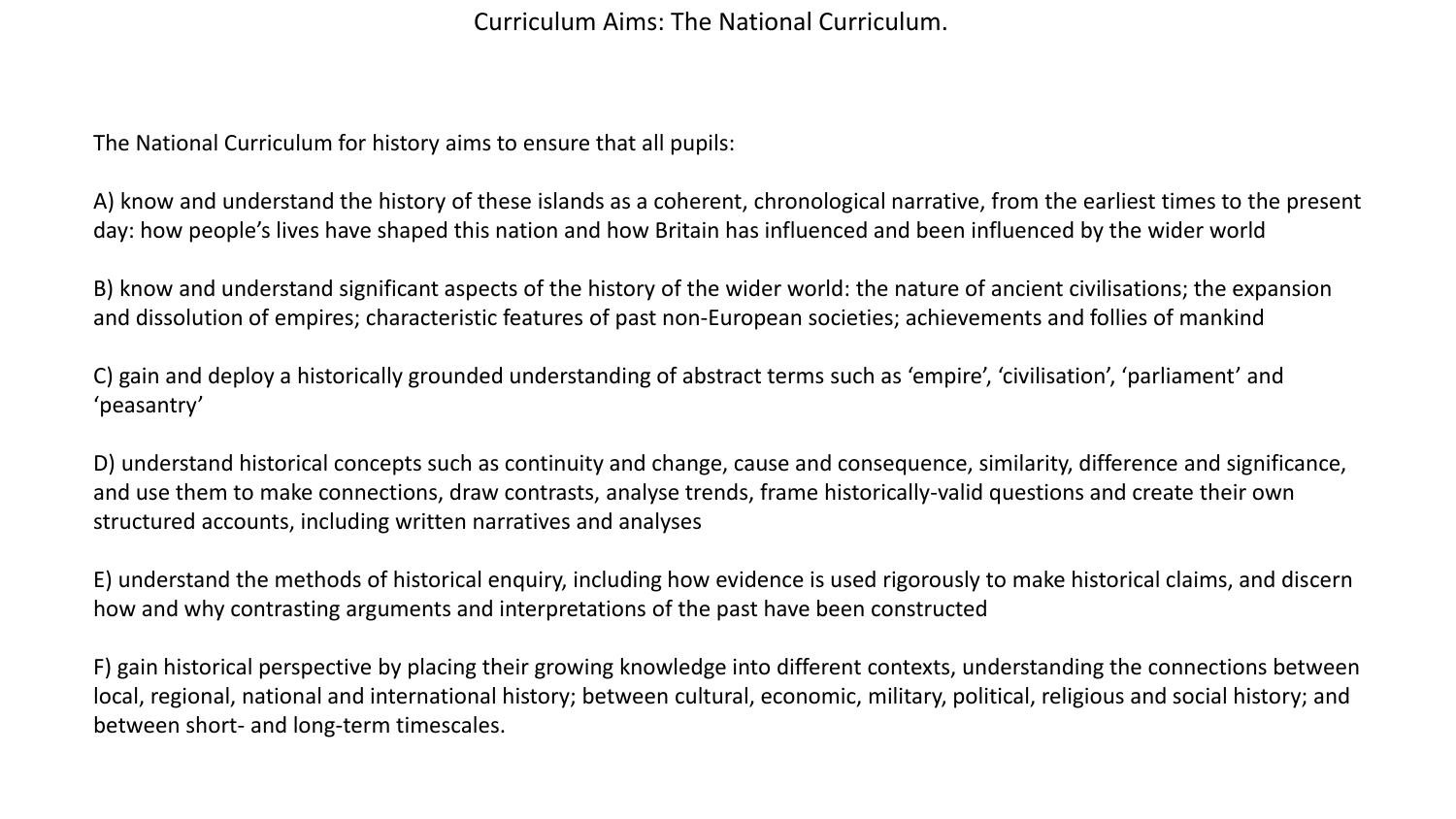# Curriculum Aims: The National Curriculum.

The National Curriculum for history aims to ensure that all pupils:

A) know and understand the history of these islands as a coherent, chronological narrative, from the earliest times to the present day: how people's lives have shaped this nation and how Britain has influenced and been influenced by the wider world

B) know and understand significant aspects of the history of the wider world: the nature of ancient civilisations; the expansion and dissolution of empires; characteristic features of past non-European societies; achievements and follies of mankind

C) gain and deploy a historically grounded understanding of abstract terms such as 'empire', 'civilisation', 'parliament' and 'peasantry'

D) understand historical concepts such as continuity and change, cause and consequence, similarity, difference and significance, and use them to make connections, draw contrasts, analyse trends, frame historically-valid questions and create their own structured accounts, including written narratives and analyses

E) understand the methods of historical enquiry, including how evidence is used rigorously to make historical claims, and discern how and why contrasting arguments and interpretations of the past have been constructed

F) gain historical perspective by placing their growing knowledge into different contexts, understanding the connections between local, regional, national and international history; between cultural, economic, military, political, religious and social history; and between short- and long-term timescales.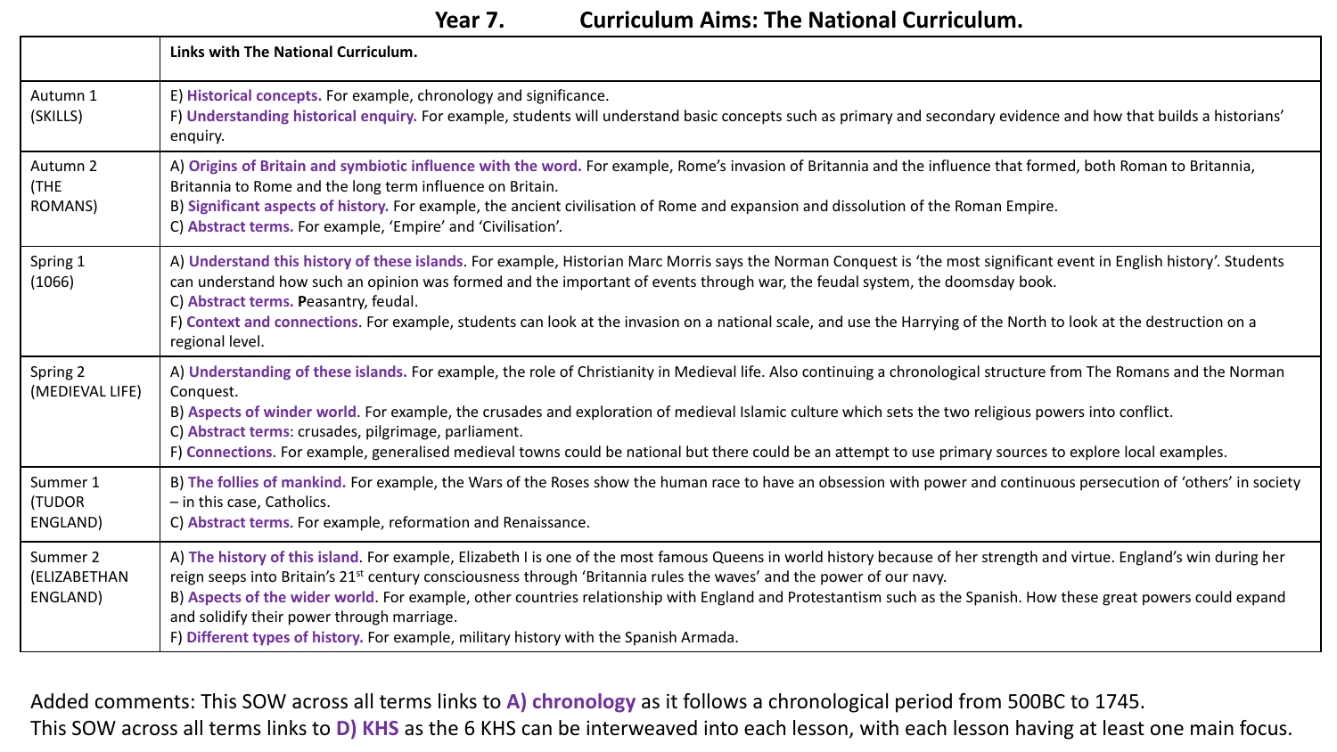# Year 7. Curriculum Aims: The National Curriculum.

| | Links with The National Curriculum. |
|---|---|
| Autumn 1 (SKILLS) | E) **Historical concepts.** For example, chronology and significance.<br>F) **Understanding historical enquiry.** For example, students will understand basic concepts such as primary and secondary evidence and how that builds a historians' enquiry. |
| Autumn 2 (THE ROMANS) | A) **Origins of Britain and symbiotic influence with the word.** For example, Rome's invasion of Britannia and the influence that formed, both Roman to Britannia, Britannia to Rome and the long term influence on Britain.<br>B) **Significant aspects of history.** For example, the ancient civilisation of Rome and expansion and dissolution of the Roman Empire.<br>C) **Abstract terms.** For example, 'Empire' and 'Civilisation'. |
| Spring 1 (1066) | A) **Understand this history of these islands**. For example, Historian Marc Morris says the Norman Conquest is 'the most significant event in English history'. Students can understand how such an opinion was formed and the important of events through war, the feudal system, the doomsday book.<br>C) **Abstract terms. P**easantry, feudal.<br>F) **Context and connections**. For example, students can look at the invasion on a national scale, and use the Harrying of the North to look at the destruction on a regional level. |
| Spring 2 (MEDIEVAL LIFE) | A) **Understanding of these islands.** For example, the role of Christianity in Medieval life. Also continuing a chronological structure from The Romans and the Norman Conquest.<br>B) **Aspects of winder world**. For example, the crusades and exploration of medieval Islamic culture which sets the two religious powers into conflict.<br>C) **Abstract terms**: crusades, pilgrimage, parliament.<br>F) **Connections**. For example, generalised medieval towns could be national but there could be an attempt to use primary sources to explore local examples. |
| Summer 1 (TUDOR ENGLAND) | B) **The follies of mankind.** For example, the Wars of the Roses show the human race to have an obsession with power and continuous persecution of 'others' in society – in this case, Catholics.<br>C) **Abstract terms**. For example, reformation and Renaissance. |
| Summer 2 (ELIZABETHAN ENGLAND) | A) **The history of this island**. For example, Elizabeth I is one of the most famous Queens in world history because of her strength and virtue. England's win during her reign seeps into Britain's 21st century consciousness through 'Britannia rules the waves' and the power of our navy.<br>B) **Aspects of the wider world**. For example, other countries relationship with England and Protestantism such as the Spanish. How these great powers could expand and solidify their power through marriage.<br>F) **Different types of history.** For example, military history with the Spanish Armada. |

Added comments: This SOW across all terms links to **A) chronology** as it follows a chronological period from 500BC to 1745.
This SOW across all terms links to **D) KHS** as the 6 KHS can be interweaved into each lesson, with each lesson having at least one main focus.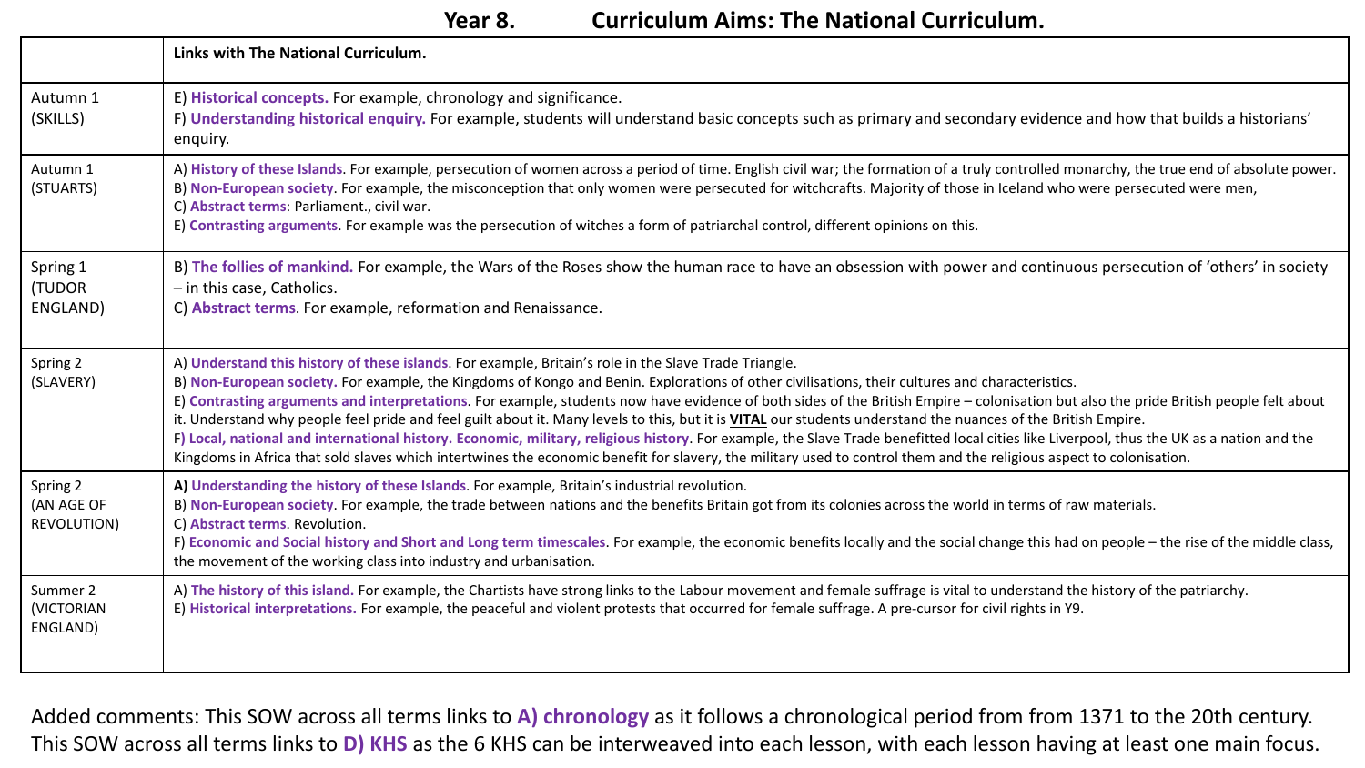# Year 8. Curriculum Aims: The National Curriculum.

| | **Links with The National Curriculum.** |
|---|---|
| Autumn 1 (SKILLS) | E) **Historical concepts.** For example, chronology and significance.<br>F) **Understanding historical enquiry.** For example, students will understand basic concepts such as primary and secondary evidence and how that builds a historians' enquiry. |
| Autumn 1 (STUARTS) | A) **History of these Islands**. For example, persecution of women across a period of time. English civil war; the formation of a truly controlled monarchy, the true end of absolute power.<br>B) **Non-European society**. For example, the misconception that only women were persecuted for witchcrafts. Majority of those in Iceland who were persecuted were men,<br>C) **Abstract terms**: Parliament., civil war.<br>E) **Contrasting arguments**. For example was the persecution of witches a form of patriarchal control, different opinions on this. |
| Spring 1 (TUDOR ENGLAND) | B) **The follies of mankind.** For example, the Wars of the Roses show the human race to have an obsession with power and continuous persecution of 'others' in society – in this case, Catholics.<br>C) **Abstract terms**. For example, reformation and Renaissance. |
| Spring 2 (SLAVERY) | A) **Understand this history of these islands**. For example, Britain's role in the Slave Trade Triangle.<br>B) **Non-European society.** For example, the Kingdoms of Kongo and Benin. Explorations of other civilisations, their cultures and characteristics.<br>E) **Contrasting arguments and interpretations**. For example, students now have evidence of both sides of the British Empire – colonisation but also the pride British people felt about it. Understand why people feel pride and feel guilt about it. Many levels to this, but it is **VITAL** our students understand the nuances of the British Empire.<br>F) **Local, national and international history. Economic, military, religious history**. For example, the Slave Trade benefitted local cities like Liverpool, thus the UK as a nation and the Kingdoms in Africa that sold slaves which intertwines the economic benefit for slavery, the military used to control them and the religious aspect to colonisation. |
| Spring 2 (AN AGE OF REVOLUTION) | **A)** **Understanding the history of these Islands**. For example, Britain's industrial revolution.<br>B) **Non-European society**. For example, the trade between nations and the benefits Britain got from its colonies across the world in terms of raw materials.<br>C) **Abstract terms**. Revolution.<br>F) **Economic and Social history and Short and Long term timescales**. For example, the economic benefits locally and the social change this had on people – the rise of the middle class, the movement of the working class into industry and urbanisation. |
| Summer 2 (VICTORIAN ENGLAND) | A) **The history of this island.** For example, the Chartists have strong links to the Labour movement and female suffrage is vital to understand the history of the patriarchy.<br>E) **Historical interpretations.** For example, the peaceful and violent protests that occurred for female suffrage. A pre-cursor for civil rights in Y9. |

Added comments: This SOW across all terms links to **A) chronology** as it follows a chronological period from from 1371 to the 20th century. This SOW across all terms links to **D) KHS** as the 6 KHS can be interweaved into each lesson, with each lesson having at least one main focus.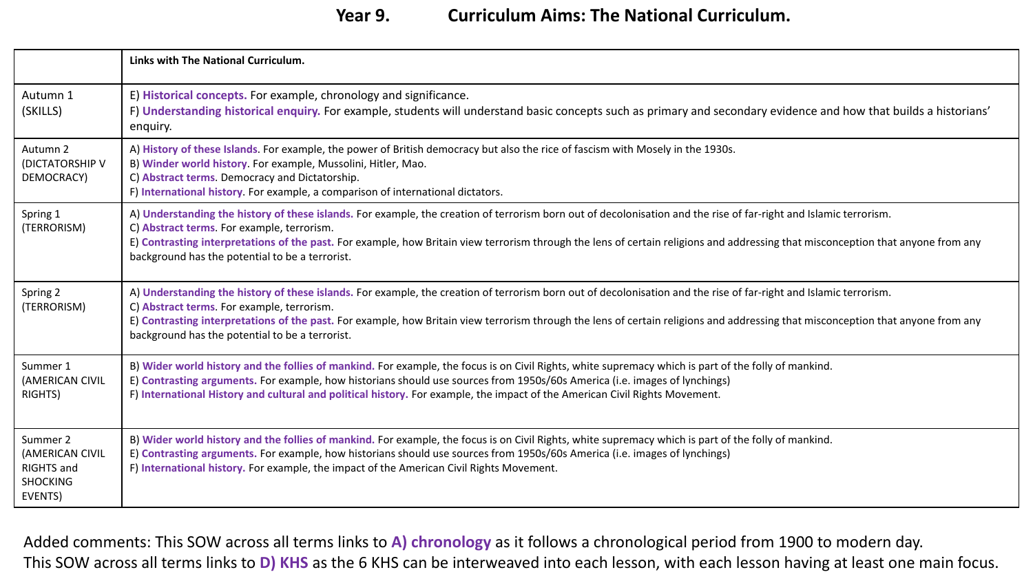# Year 9. Curriculum Aims: The National Curriculum.

| | Links with The National Curriculum. |
|---|---|
| Autumn 1 (SKILLS) | E) **Historical concepts.** For example, chronology and significance.<br>F) **Understanding historical enquiry.** For example, students will understand basic concepts such as primary and secondary evidence and how that builds a historians' enquiry. |
| Autumn 2 (DICTATORSHIP V DEMOCRACY) | A) **History of these Islands**. For example, the power of British democracy but also the rice of fascism with Mosely in the 1930s.<br>B) **Winder world history**. For example, Mussolini, Hitler, Mao.<br>C) **Abstract terms**. Democracy and Dictatorship.<br>F) **International history**. For example, a comparison of international dictators. |
| Spring 1 (TERRORISM) | A) **Understanding the history of these islands.** For example, the creation of terrorism born out of decolonisation and the rise of far-right and Islamic terrorism.<br>C) **Abstract terms**. For example, terrorism.<br>E) **Contrasting interpretations of the past.** For example, how Britain view terrorism through the lens of certain religions and addressing that misconception that anyone from any background has the potential to be a terrorist. |
| Spring 2 (TERRORISM) | A) **Understanding the history of these islands.** For example, the creation of terrorism born out of decolonisation and the rise of far-right and Islamic terrorism.<br>C) **Abstract terms**. For example, terrorism.<br>E) **Contrasting interpretations of the past.** For example, how Britain view terrorism through the lens of certain religions and addressing that misconception that anyone from any background has the potential to be a terrorist. |
| Summer 1 (AMERICAN CIVIL RIGHTS) | B) **Wider world history and the follies of mankind.** For example, the focus is on Civil Rights, white supremacy which is part of the folly of mankind.<br>E) **Contrasting arguments.** For example, how historians should use sources from 1950s/60s America (i.e. images of lynchings)<br>F) **International History and cultural and political history.** For example, the impact of the American Civil Rights Movement. |
| Summer 2 (AMERICAN CIVIL RIGHTS and SHOCKING EVENTS) | B) **Wider world history and the follies of mankind.** For example, the focus is on Civil Rights, white supremacy which is part of the folly of mankind.<br>E) **Contrasting arguments.** For example, how historians should use sources from 1950s/60s America (i.e. images of lynchings)<br>F) **International history.** For example, the impact of the American Civil Rights Movement. |

Added comments: This SOW across all terms links to **A) chronology** as it follows a chronological period from 1900 to modern day.
This SOW across all terms links to **D) KHS** as the 6 KHS can be interweaved into each lesson, with each lesson having at least one main focus.